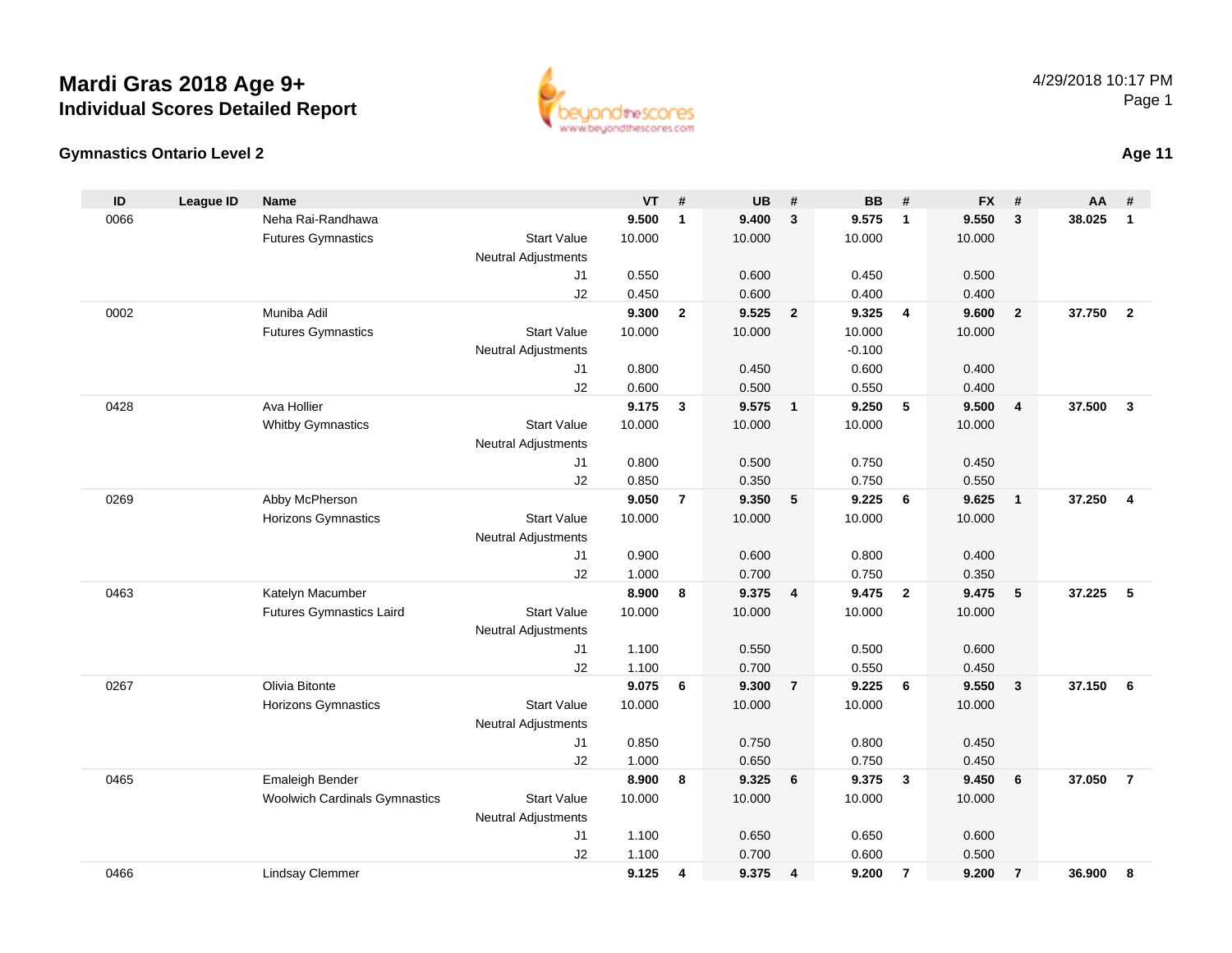# Mardi Gras 2018 Age 9+
## Individual Scores Detailed Report

4/29/2018 10:17 PM

### Gymnastics Ontario Level 2

**Age 11**

| ID | League ID | Name | | VT | # | UB | # | BB | # | FX | # | AA | # |
|---|---|---|---|---|---|---|---|---|---|---|---|---|---|
| 0066 | | Neha Rai-Randhawa | | **9.500** | **1** | **9.400** | **3** | **9.575** | **1** | **9.550** | **3** | **38.025** | **1** |
| | | Futures Gymnastics | Start Value | 10.000 | | 10.000 | | 10.000 | | 10.000 | | | |
| | | | Neutral Adjustments | | | | | | | | | | |
| | | | J1 | 0.550 | | 0.600 | | 0.450 | | 0.500 | | | |
| | | | J2 | 0.450 | | 0.600 | | 0.400 | | 0.400 | | | |
| 0002 | | Muniba Adil | | **9.300** | **2** | **9.525** | **2** | **9.325** | **4** | **9.600** | **2** | **37.750** | **2** |
| | | Futures Gymnastics | Start Value | 10.000 | | 10.000 | | 10.000 | | 10.000 | | | |
| | | | Neutral Adjustments | | | | | -0.100 | | | | | |
| | | | J1 | 0.800 | | 0.450 | | 0.600 | | 0.400 | | | |
| | | | J2 | 0.600 | | 0.500 | | 0.550 | | 0.400 | | | |
| 0428 | | Ava Hollier | | **9.175** | **3** | **9.575** | **1** | **9.250** | **5** | **9.500** | **4** | **37.500** | **3** |
| | | Whitby Gymnastics | Start Value | 10.000 | | 10.000 | | 10.000 | | 10.000 | | | |
| | | | Neutral Adjustments | | | | | | | | | | |
| | | | J1 | 0.800 | | 0.500 | | 0.750 | | 0.450 | | | |
| | | | J2 | 0.850 | | 0.350 | | 0.750 | | 0.550 | | | |
| 0269 | | Abby McPherson | | **9.050** | **7** | **9.350** | **5** | **9.225** | **6** | **9.625** | **1** | **37.250** | **4** |
| | | Horizons Gymnastics | Start Value | 10.000 | | 10.000 | | 10.000 | | 10.000 | | | |
| | | | Neutral Adjustments | | | | | | | | | | |
| | | | J1 | 0.900 | | 0.600 | | 0.800 | | 0.400 | | | |
| | | | J2 | 1.000 | | 0.700 | | 0.750 | | 0.350 | | | |
| 0463 | | Katelyn Macumber | | **8.900** | **8** | **9.375** | **4** | **9.475** | **2** | **9.475** | **5** | **37.225** | **5** |
| | | Futures Gymnastics Laird | Start Value | 10.000 | | 10.000 | | 10.000 | | 10.000 | | | |
| | | | Neutral Adjustments | | | | | | | | | | |
| | | | J1 | 1.100 | | 0.550 | | 0.500 | | 0.600 | | | |
| | | | J2 | 1.100 | | 0.700 | | 0.550 | | 0.450 | | | |
| 0267 | | Olivia Bitonte | | **9.075** | **6** | **9.300** | **7** | **9.225** | **6** | **9.550** | **3** | **37.150** | **6** |
| | | Horizons Gymnastics | Start Value | 10.000 | | 10.000 | | 10.000 | | 10.000 | | | |
| | | | Neutral Adjustments | | | | | | | | | | |
| | | | J1 | 0.850 | | 0.750 | | 0.800 | | 0.450 | | | |
| | | | J2 | 1.000 | | 0.650 | | 0.750 | | 0.450 | | | |
| 0465 | | Emaleigh Bender | | **8.900** | **8** | **9.325** | **6** | **9.375** | **3** | **9.450** | **6** | **37.050** | **7** |
| | | Woolwich Cardinals Gymnastics | Start Value | 10.000 | | 10.000 | | 10.000 | | 10.000 | | | |
| | | | Neutral Adjustments | | | | | | | | | | |
| | | | J1 | 1.100 | | 0.650 | | 0.650 | | 0.600 | | | |
| | | | J2 | 1.100 | | 0.700 | | 0.600 | | 0.500 | | | |
| 0466 | | Lindsay Clemmer | | **9.125** | **4** | **9.375** | **4** | **9.200** | **7** | **9.200** | **7** | **36.900** | **8** |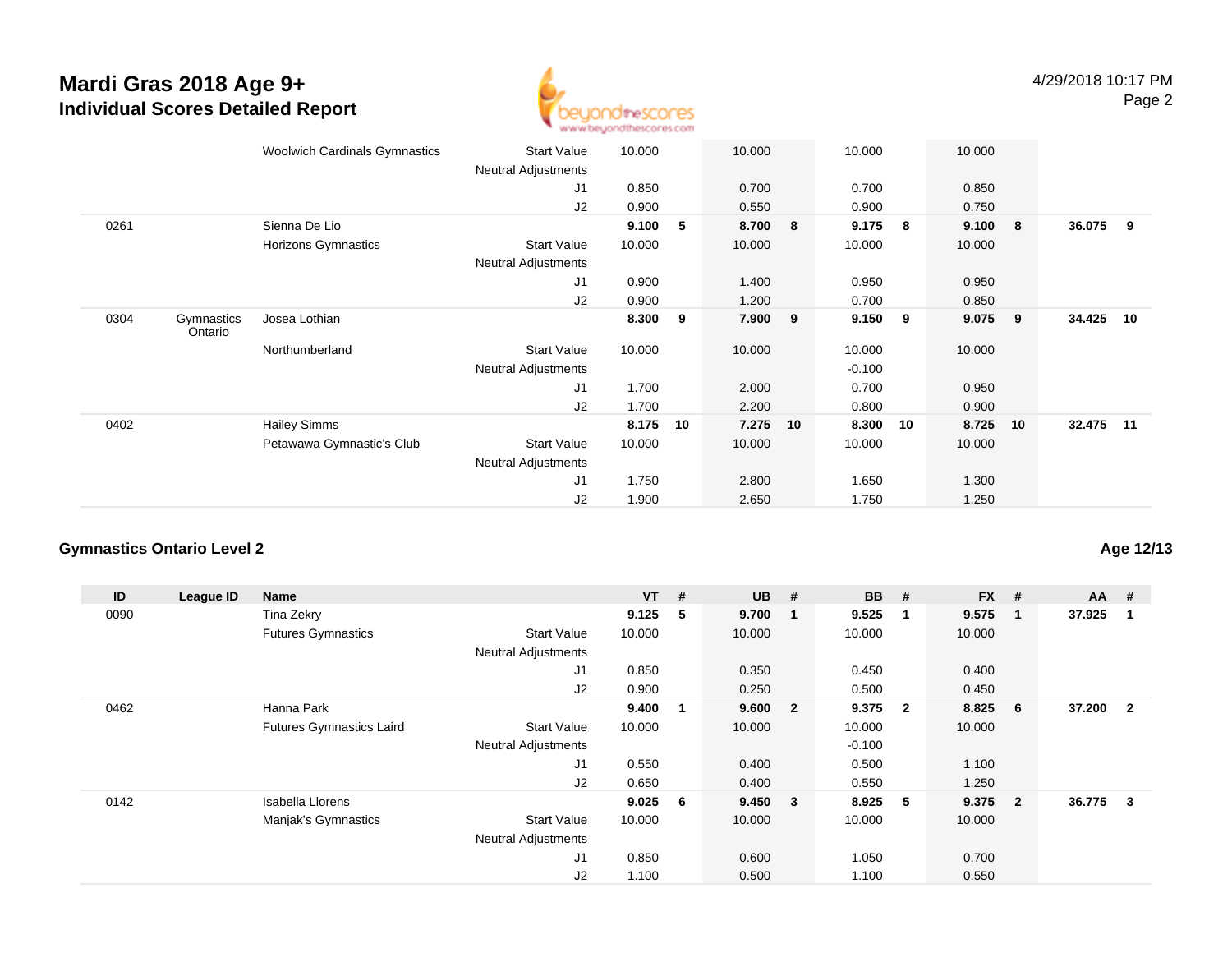# Mardi Gras 2018 Age 9+
## Individual Scores Detailed Report

4/29/2018 10:17 PM

| ID | League ID | Name | | VT | # | UB | # | BB | # | FX | # | AA | # |
|---|---|---|---|---|---|---|---|---|---|---|---|---|---|
| | | Woolwich Cardinals Gymnastics | Start Value | 10.000 | | 10.000 | | 10.000 | | 10.000 | | | |
| | | | Neutral Adjustments | | | | | | | | | | |
| | | | J1 | 0.850 | | 0.700 | | 0.700 | | 0.850 | | | |
| | | | J2 | 0.900 | | 0.550 | | 0.900 | | 0.750 | | | |
| 0261 | | Sienna De Lio | | **9.100** | **5** | **8.700** | **8** | **9.175** | **8** | **9.100** | **8** | **36.075** | **9** |
| | | Horizons Gymnastics | Start Value | 10.000 | | 10.000 | | 10.000 | | 10.000 | | | |
| | | | Neutral Adjustments | | | | | | | | | | |
| | | | J1 | 0.900 | | 1.400 | | 0.950 | | 0.950 | | | |
| | | | J2 | 0.900 | | 1.200 | | 0.700 | | 0.850 | | | |
| 0304 | Gymnastics Ontario | Josea Lothian | | **8.300** | **9** | **7.900** | **9** | **9.150** | **9** | **9.075** | **9** | **34.425** | **10** |
| | | Northumberland | Start Value | 10.000 | | 10.000 | | 10.000 | | 10.000 | | | |
| | | | Neutral Adjustments | | | | | -0.100 | | | | | |
| | | | J1 | 1.700 | | 2.000 | | 0.700 | | 0.950 | | | |
| | | | J2 | 1.700 | | 2.200 | | 0.800 | | 0.900 | | | |
| 0402 | | Hailey Simms | | **8.175** | **10** | **7.275** | **10** | **8.300** | **10** | **8.725** | **10** | **32.475** | **11** |
| | | Petawawa Gymnastic's Club | Start Value | 10.000 | | 10.000 | | 10.000 | | 10.000 | | | |
| | | | Neutral Adjustments | | | | | | | | | | |
| | | | J1 | 1.750 | | 2.800 | | 1.650 | | 1.300 | | | |
| | | | J2 | 1.900 | | 2.650 | | 1.750 | | 1.250 | | | |

### Gymnastics Ontario Level 2

**Age 12/13**

| ID | League ID | Name | | VT | # | UB | # | BB | # | FX | # | AA | # |
|---|---|---|---|---|---|---|---|---|---|---|---|---|---|
| 0090 | | Tina Zekry | | **9.125** | **5** | **9.700** | **1** | **9.525** | **1** | **9.575** | **1** | **37.925** | **1** |
| | | Futures Gymnastics | Start Value | 10.000 | | 10.000 | | 10.000 | | 10.000 | | | |
| | | | Neutral Adjustments | | | | | | | | | | |
| | | | J1 | 0.850 | | 0.350 | | 0.450 | | 0.400 | | | |
| | | | J2 | 0.900 | | 0.250 | | 0.500 | | 0.450 | | | |
| 0462 | | Hanna Park | | **9.400** | **1** | **9.600** | **2** | **9.375** | **2** | **8.825** | **6** | **37.200** | **2** |
| | | Futures Gymnastics Laird | Start Value | 10.000 | | 10.000 | | 10.000 | | 10.000 | | | |
| | | | Neutral Adjustments | | | | | -0.100 | | | | | |
| | | | J1 | 0.550 | | 0.400 | | 0.500 | | 1.100 | | | |
| | | | J2 | 0.650 | | 0.400 | | 0.550 | | 1.250 | | | |
| 0142 | | Isabella Llorens | | **9.025** | **6** | **9.450** | **3** | **8.925** | **5** | **9.375** | **2** | **36.775** | **3** |
| | | Manjak's Gymnastics | Start Value | 10.000 | | 10.000 | | 10.000 | | 10.000 | | | |
| | | | Neutral Adjustments | | | | | | | | | | |
| | | | J1 | 0.850 | | 0.600 | | 1.050 | | 0.700 | | | |
| | | | J2 | 1.100 | | 0.500 | | 1.100 | | 0.550 | | | |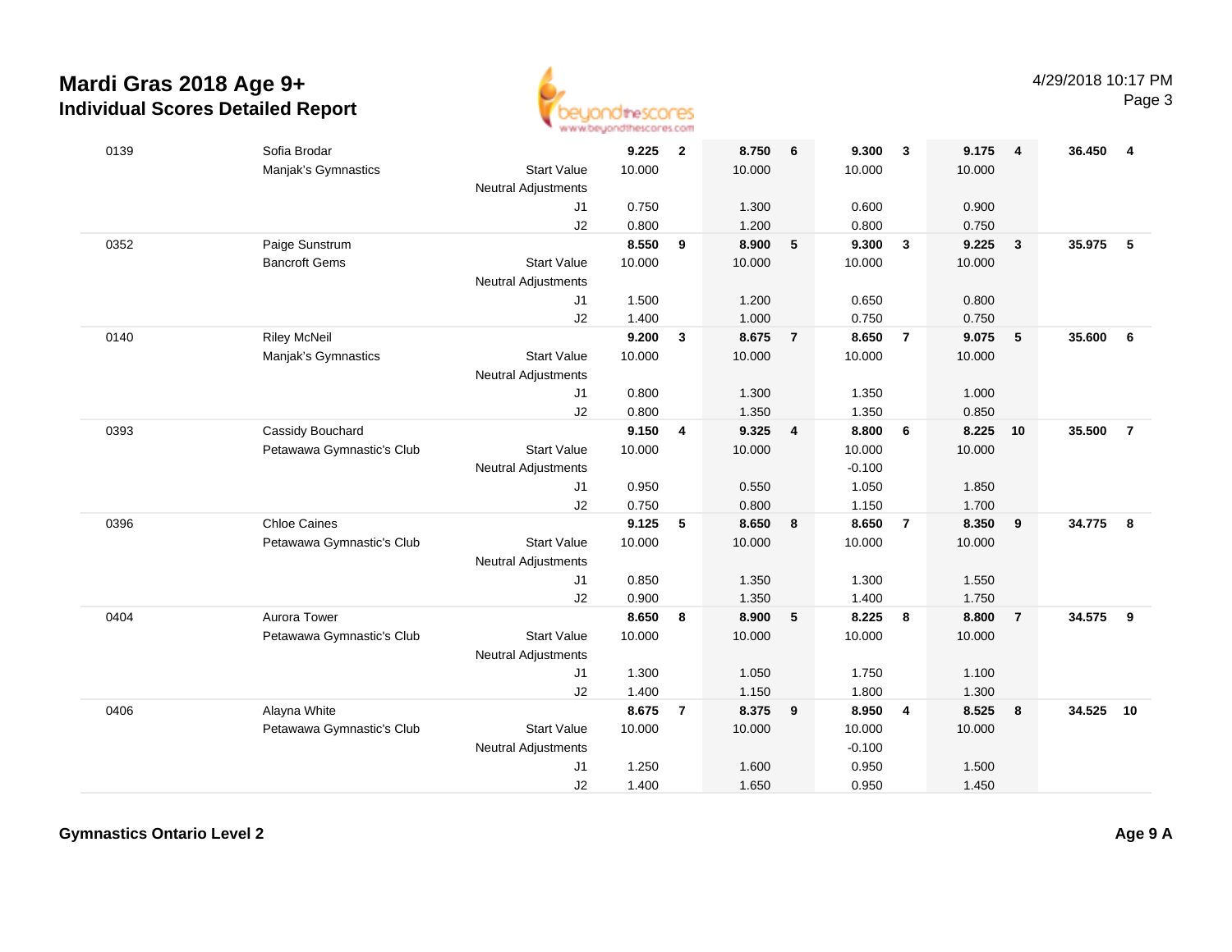# Mardi Gras 2018 Age 9+

## Individual Scores Detailed Report

4/29/2018 10:17 PM

| # | Name / Club | | Vault | Rank | Bars | Rank | Beam | Rank | Floor | Rank | AA | Rank |
|---|---|---|---|---|---|---|---|---|---|---|---|---|
| 0139 | Sofia Brodar | | **9.225** | **2** | **8.750** | **6** | **9.300** | **3** | **9.175** | **4** | **36.450** | **4** |
| | Manjak's Gymnastics | Start Value | 10.000 | | 10.000 | | 10.000 | | 10.000 | | | |
| | | Neutral Adjustments | | | | | | | | | | |
| | | J1 | 0.750 | | 1.300 | | 0.600 | | 0.900 | | | |
| | | J2 | 0.800 | | 1.200 | | 0.800 | | 0.750 | | | |
| 0352 | Paige Sunstrum | | **8.550** | **9** | **8.900** | **5** | **9.300** | **3** | **9.225** | **3** | **35.975** | **5** |
| | Bancroft Gems | Start Value | 10.000 | | 10.000 | | 10.000 | | 10.000 | | | |
| | | Neutral Adjustments | | | | | | | | | | |
| | | J1 | 1.500 | | 1.200 | | 0.650 | | 0.800 | | | |
| | | J2 | 1.400 | | 1.000 | | 0.750 | | 0.750 | | | |
| 0140 | Riley McNeil | | **9.200** | **3** | **8.675** | **7** | **8.650** | **7** | **9.075** | **5** | **35.600** | **6** |
| | Manjak's Gymnastics | Start Value | 10.000 | | 10.000 | | 10.000 | | 10.000 | | | |
| | | Neutral Adjustments | | | | | | | | | | |
| | | J1 | 0.800 | | 1.300 | | 1.350 | | 1.000 | | | |
| | | J2 | 0.800 | | 1.350 | | 1.350 | | 0.850 | | | |
| 0393 | Cassidy Bouchard | | **9.150** | **4** | **9.325** | **4** | **8.800** | **6** | **8.225** | **10** | **35.500** | **7** |
| | Petawawa Gymnastic's Club | Start Value | 10.000 | | 10.000 | | 10.000 | | 10.000 | | | |
| | | Neutral Adjustments | | | | | -0.100 | | | | | |
| | | J1 | 0.950 | | 0.550 | | 1.050 | | 1.850 | | | |
| | | J2 | 0.750 | | 0.800 | | 1.150 | | 1.700 | | | |
| 0396 | Chloe Caines | | **9.125** | **5** | **8.650** | **8** | **8.650** | **7** | **8.350** | **9** | **34.775** | **8** |
| | Petawawa Gymnastic's Club | Start Value | 10.000 | | 10.000 | | 10.000 | | 10.000 | | | |
| | | Neutral Adjustments | | | | | | | | | | |
| | | J1 | 0.850 | | 1.350 | | 1.300 | | 1.550 | | | |
| | | J2 | 0.900 | | 1.350 | | 1.400 | | 1.750 | | | |
| 0404 | Aurora Tower | | **8.650** | **8** | **8.900** | **5** | **8.225** | **8** | **8.800** | **7** | **34.575** | **9** |
| | Petawawa Gymnastic's Club | Start Value | 10.000 | | 10.000 | | 10.000 | | 10.000 | | | |
| | | Neutral Adjustments | | | | | | | | | | |
| | | J1 | 1.300 | | 1.050 | | 1.750 | | 1.100 | | | |
| | | J2 | 1.400 | | 1.150 | | 1.800 | | 1.300 | | | |
| 0406 | Alayna White | | **8.675** | **7** | **8.375** | **9** | **8.950** | **4** | **8.525** | **8** | **34.525** | **10** |
| | Petawawa Gymnastic's Club | Start Value | 10.000 | | 10.000 | | 10.000 | | 10.000 | | | |
| | | Neutral Adjustments | | | | | -0.100 | | | | | |
| | | J1 | 1.250 | | 1.600 | | 0.950 | | 1.500 | | | |
| | | J2 | 1.400 | | 1.650 | | 0.950 | | 1.450 | | | |

**Gymnastics Ontario Level 2** **Age 9 A**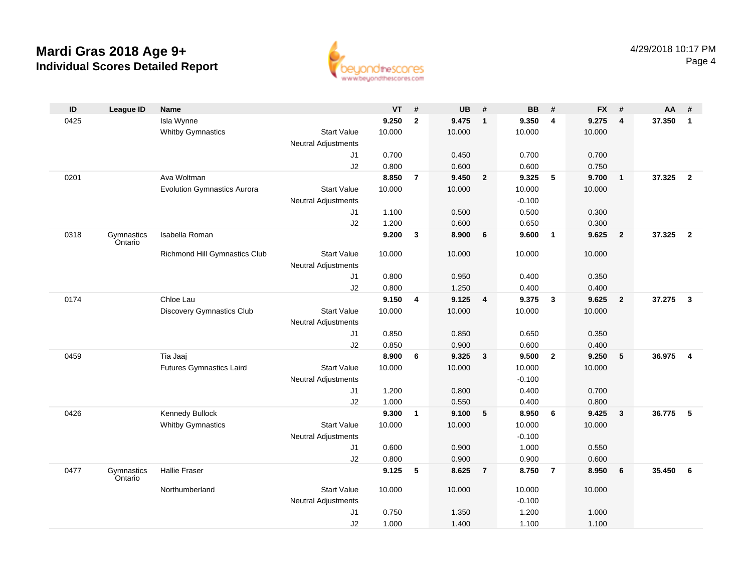# Mardi Gras 2018 Age 9+

## Individual Scores Detailed Report

4/29/2018 10:17 PM

| ID | League ID | Name | | VT | # | UB | # | BB | # | FX | # | AA | # |
|---|---|---|---|---|---|---|---|---|---|---|---|---|---|
| 0425 | | Isla Wynne | | **9.250** | **2** | **9.475** | **1** | **9.350** | **4** | **9.275** | **4** | **37.350** | **1** |
| | | Whitby Gymnastics | Start Value | 10.000 | | 10.000 | | 10.000 | | 10.000 | | | |
| | | | Neutral Adjustments | | | | | | | | | | |
| | | | J1 | 0.700 | | 0.450 | | 0.700 | | 0.700 | | | |
| | | | J2 | 0.800 | | 0.600 | | 0.600 | | 0.750 | | | |
| 0201 | | Ava Woltman | | **8.850** | **7** | **9.450** | **2** | **9.325** | **5** | **9.700** | **1** | **37.325** | **2** |
| | | Evolution Gymnastics Aurora | Start Value | 10.000 | | 10.000 | | 10.000 | | 10.000 | | | |
| | | | Neutral Adjustments | | | | | -0.100 | | | | | |
| | | | J1 | 1.100 | | 0.500 | | 0.500 | | 0.300 | | | |
| | | | J2 | 1.200 | | 0.600 | | 0.650 | | 0.300 | | | |
| 0318 | Gymnastics Ontario | Isabella Roman | | **9.200** | **3** | **8.900** | **6** | **9.600** | **1** | **9.625** | **2** | **37.325** | **2** |
| | | Richmond Hill Gymnastics Club | Start Value | 10.000 | | 10.000 | | 10.000 | | 10.000 | | | |
| | | | Neutral Adjustments | | | | | | | | | | |
| | | | J1 | 0.800 | | 0.950 | | 0.400 | | 0.350 | | | |
| | | | J2 | 0.800 | | 1.250 | | 0.400 | | 0.400 | | | |
| 0174 | | Chloe Lau | | **9.150** | **4** | **9.125** | **4** | **9.375** | **3** | **9.625** | **2** | **37.275** | **3** |
| | | Discovery Gymnastics Club | Start Value | 10.000 | | 10.000 | | 10.000 | | 10.000 | | | |
| | | | Neutral Adjustments | | | | | | | | | | |
| | | | J1 | 0.850 | | 0.850 | | 0.650 | | 0.350 | | | |
| | | | J2 | 0.850 | | 0.900 | | 0.600 | | 0.400 | | | |
| 0459 | | Tia Jaaj | | **8.900** | **6** | **9.325** | **3** | **9.500** | **2** | **9.250** | **5** | **36.975** | **4** |
| | | Futures Gymnastics Laird | Start Value | 10.000 | | 10.000 | | 10.000 | | 10.000 | | | |
| | | | Neutral Adjustments | | | | | -0.100 | | | | | |
| | | | J1 | 1.200 | | 0.800 | | 0.400 | | 0.700 | | | |
| | | | J2 | 1.000 | | 0.550 | | 0.400 | | 0.800 | | | |
| 0426 | | Kennedy Bullock | | **9.300** | **1** | **9.100** | **5** | **8.950** | **6** | **9.425** | **3** | **36.775** | **5** |
| | | Whitby Gymnastics | Start Value | 10.000 | | 10.000 | | 10.000 | | 10.000 | | | |
| | | | Neutral Adjustments | | | | | -0.100 | | | | | |
| | | | J1 | 0.600 | | 0.900 | | 1.000 | | 0.550 | | | |
| | | | J2 | 0.800 | | 0.900 | | 0.900 | | 0.600 | | | |
| 0477 | Gymnastics Ontario | Hallie Fraser | | **9.125** | **5** | **8.625** | **7** | **8.750** | **7** | **8.950** | **6** | **35.450** | **6** |
| | | Northumberland | Start Value | 10.000 | | 10.000 | | 10.000 | | 10.000 | | | |
| | | | Neutral Adjustments | | | | | -0.100 | | | | | |
| | | | J1 | 0.750 | | 1.350 | | 1.200 | | 1.000 | | | |
| | | | J2 | 1.000 | | 1.400 | | 1.100 | | 1.100 | | | |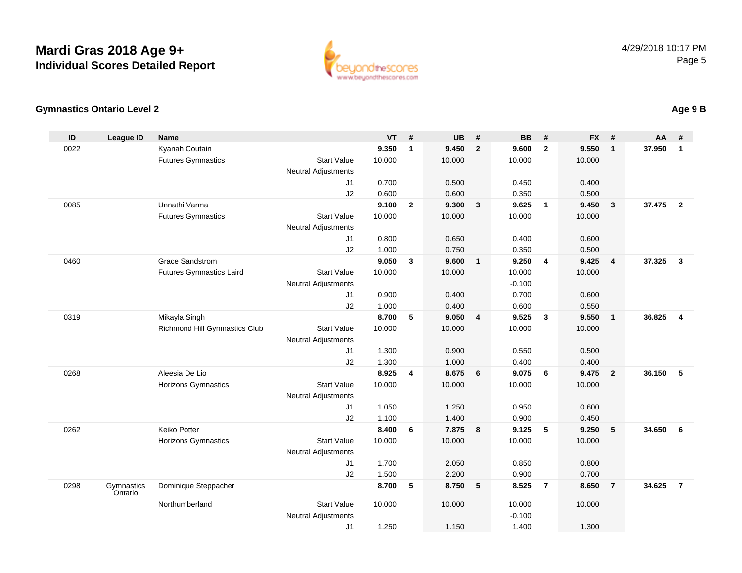# Mardi Gras 2018 Age 9+
## Individual Scores Detailed Report

4/29/2018 10:17 PM

### Gymnastics Ontario Level 2

**Age 9 B**

| ID | League ID | Name | | VT | # | UB | # | BB | # | FX | # | AA | # |
|---|---|---|---|---|---|---|---|---|---|---|---|---|---|
| 0022 | | Kyanah Coutain | | **9.350** | **1** | **9.450** | **2** | **9.600** | **2** | **9.550** | **1** | **37.950** | **1** |
| | | Futures Gymnastics | Start Value | 10.000 | | 10.000 | | 10.000 | | 10.000 | | | |
| | | | Neutral Adjustments | | | | | | | | | | |
| | | | J1 | 0.700 | | 0.500 | | 0.450 | | 0.400 | | | |
| | | | J2 | 0.600 | | 0.600 | | 0.350 | | 0.500 | | | |
| 0085 | | Unnathi Varma | | **9.100** | **2** | **9.300** | **3** | **9.625** | **1** | **9.450** | **3** | **37.475** | **2** |
| | | Futures Gymnastics | Start Value | 10.000 | | 10.000 | | 10.000 | | 10.000 | | | |
| | | | Neutral Adjustments | | | | | | | | | | |
| | | | J1 | 0.800 | | 0.650 | | 0.400 | | 0.600 | | | |
| | | | J2 | 1.000 | | 0.750 | | 0.350 | | 0.500 | | | |
| 0460 | | Grace Sandstrom | | **9.050** | **3** | **9.600** | **1** | **9.250** | **4** | **9.425** | **4** | **37.325** | **3** |
| | | Futures Gymnastics Laird | Start Value | 10.000 | | 10.000 | | 10.000 | | 10.000 | | | |
| | | | Neutral Adjustments | | | | | -0.100 | | | | | |
| | | | J1 | 0.900 | | 0.400 | | 0.700 | | 0.600 | | | |
| | | | J2 | 1.000 | | 0.400 | | 0.600 | | 0.550 | | | |
| 0319 | | Mikayla Singh | | **8.700** | **5** | **9.050** | **4** | **9.525** | **3** | **9.550** | **1** | **36.825** | **4** |
| | | Richmond Hill Gymnastics Club | Start Value | 10.000 | | 10.000 | | 10.000 | | 10.000 | | | |
| | | | Neutral Adjustments | | | | | | | | | | |
| | | | J1 | 1.300 | | 0.900 | | 0.550 | | 0.500 | | | |
| | | | J2 | 1.300 | | 1.000 | | 0.400 | | 0.400 | | | |
| 0268 | | Aleesia De Lio | | **8.925** | **4** | **8.675** | **6** | **9.075** | **6** | **9.475** | **2** | **36.150** | **5** |
| | | Horizons Gymnastics | Start Value | 10.000 | | 10.000 | | 10.000 | | 10.000 | | | |
| | | | Neutral Adjustments | | | | | | | | | | |
| | | | J1 | 1.050 | | 1.250 | | 0.950 | | 0.600 | | | |
| | | | J2 | 1.100 | | 1.400 | | 0.900 | | 0.450 | | | |
| 0262 | | Keiko Potter | | **8.400** | **6** | **7.875** | **8** | **9.125** | **5** | **9.250** | **5** | **34.650** | **6** |
| | | Horizons Gymnastics | Start Value | 10.000 | | 10.000 | | 10.000 | | 10.000 | | | |
| | | | Neutral Adjustments | | | | | | | | | | |
| | | | J1 | 1.700 | | 2.050 | | 0.850 | | 0.800 | | | |
| | | | J2 | 1.500 | | 2.200 | | 0.900 | | 0.700 | | | |
| 0298 | Gymnastics Ontario | Dominique Steppacher | | **8.700** | **5** | **8.750** | **5** | **8.525** | **7** | **8.650** | **7** | **34.625** | **7** |
| | | Northumberland | Start Value | 10.000 | | 10.000 | | 10.000 | | 10.000 | | | |
| | | | Neutral Adjustments | | | | | -0.100 | | | | | |
| | | | J1 | 1.250 | | 1.150 | | 1.400 | | 1.300 | | | |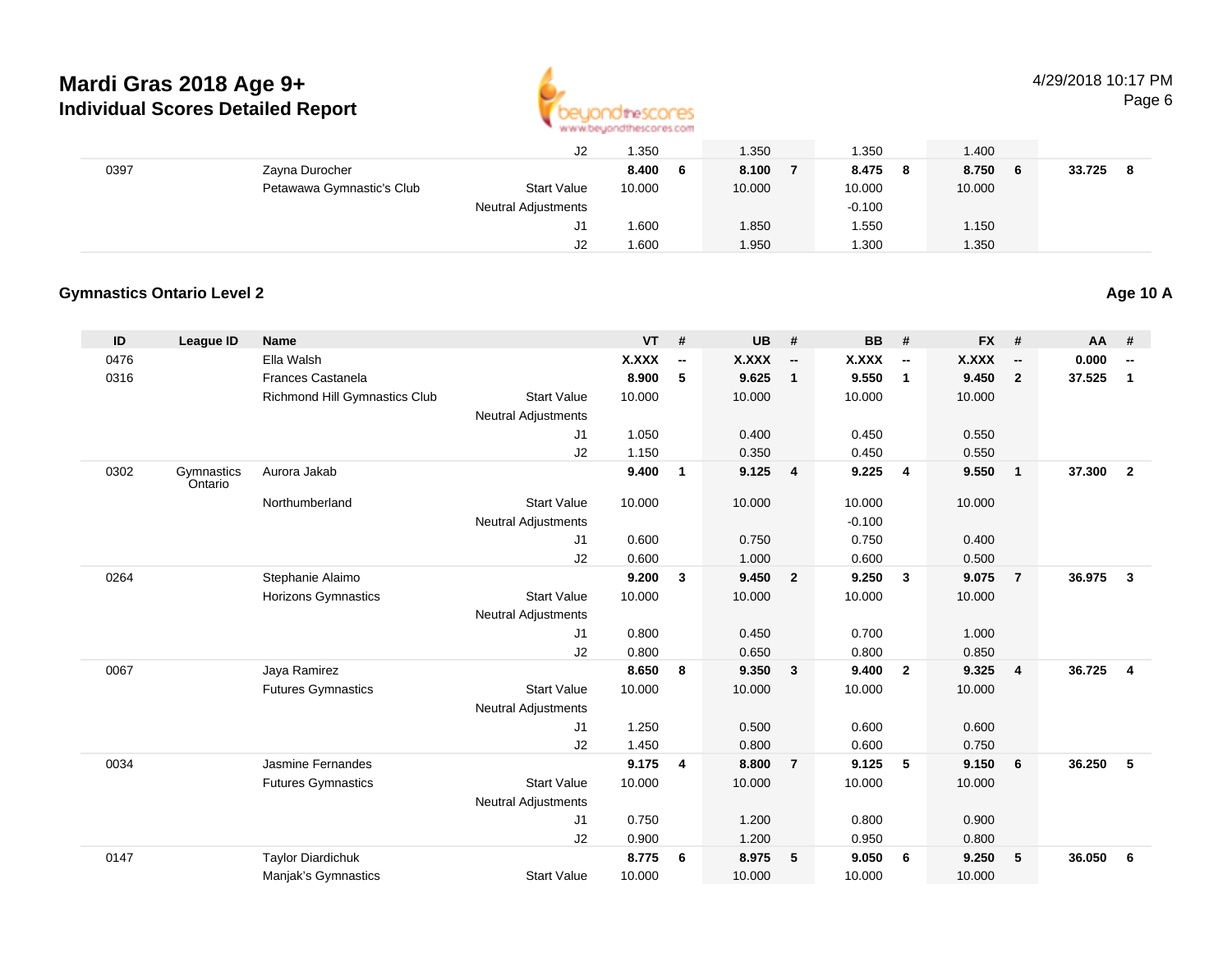| | | | | | | | | | | | | | |
|---|---|---|---|---|---|---|---|---|---|---|---|---|---|
| | | | J2 | 1.350 | | 1.350 | | 1.350 | | 1.400 | | | |
| 0397 | | Zayna Durocher | | **8.400** | **6** | **8.100** | **7** | **8.475** | **8** | **8.750** | **6** | **33.725** | **8** |
| | | Petawawa Gymnastic's Club | Start Value | 10.000 | | 10.000 | | 10.000 | | 10.000 | | | |
| | | | Neutral Adjustments | | | | | -0.100 | | | | | |
| | | | J1 | 1.600 | | 1.850 | | 1.550 | | 1.150 | | | |
| | | | J2 | 1.600 | | 1.950 | | 1.300 | | 1.350 | | | |

## Gymnastics Ontario Level 2

**Age 10 A**

| ID | League ID | Name | | VT | # | UB | # | BB | # | FX | # | AA | # |
|---|---|---|---|---|---|---|---|---|---|---|---|---|---|
| 0476 | | Ella Walsh | | **X.XXX** | **--** | **X.XXX** | **--** | **X.XXX** | **--** | **X.XXX** | **--** | **0.000** | **--** |
| 0316 | | Frances Castanela | | **8.900** | **5** | **9.625** | **1** | **9.550** | **1** | **9.450** | **2** | **37.525** | **1** |
| | | Richmond Hill Gymnastics Club | Start Value | 10.000 | | 10.000 | | 10.000 | | 10.000 | | | |
| | | | Neutral Adjustments | | | | | | | | | | |
| | | | J1 | 1.050 | | 0.400 | | 0.450 | | 0.550 | | | |
| | | | J2 | 1.150 | | 0.350 | | 0.450 | | 0.550 | | | |
| 0302 | Gymnastics Ontario | Aurora Jakab | | **9.400** | **1** | **9.125** | **4** | **9.225** | **4** | **9.550** | **1** | **37.300** | **2** |
| | | Northumberland | Start Value | 10.000 | | 10.000 | | 10.000 | | 10.000 | | | |
| | | | Neutral Adjustments | | | | | -0.100 | | | | | |
| | | | J1 | 0.600 | | 0.750 | | 0.750 | | 0.400 | | | |
| | | | J2 | 0.600 | | 1.000 | | 0.600 | | 0.500 | | | |
| 0264 | | Stephanie Alaimo | | **9.200** | **3** | **9.450** | **2** | **9.250** | **3** | **9.075** | **7** | **36.975** | **3** |
| | | Horizons Gymnastics | Start Value | 10.000 | | 10.000 | | 10.000 | | 10.000 | | | |
| | | | Neutral Adjustments | | | | | | | | | | |
| | | | J1 | 0.800 | | 0.450 | | 0.700 | | 1.000 | | | |
| | | | J2 | 0.800 | | 0.650 | | 0.800 | | 0.850 | | | |
| 0067 | | Jaya Ramirez | | **8.650** | **8** | **9.350** | **3** | **9.400** | **2** | **9.325** | **4** | **36.725** | **4** |
| | | Futures Gymnastics | Start Value | 10.000 | | 10.000 | | 10.000 | | 10.000 | | | |
| | | | Neutral Adjustments | | | | | | | | | | |
| | | | J1 | 1.250 | | 0.500 | | 0.600 | | 0.600 | | | |
| | | | J2 | 1.450 | | 0.800 | | 0.600 | | 0.750 | | | |
| 0034 | | Jasmine Fernandes | | **9.175** | **4** | **8.800** | **7** | **9.125** | **5** | **9.150** | **6** | **36.250** | **5** |
| | | Futures Gymnastics | Start Value | 10.000 | | 10.000 | | 10.000 | | 10.000 | | | |
| | | | Neutral Adjustments | | | | | | | | | | |
| | | | J1 | 0.750 | | 1.200 | | 0.800 | | 0.900 | | | |
| | | | J2 | 0.900 | | 1.200 | | 0.950 | | 0.800 | | | |
| 0147 | | Taylor Diardichuk | | **8.775** | **6** | **8.975** | **5** | **9.050** | **6** | **9.250** | **5** | **36.050** | **6** |
| | | Manjak's Gymnastics | Start Value | 10.000 | | 10.000 | | 10.000 | | 10.000 | | | |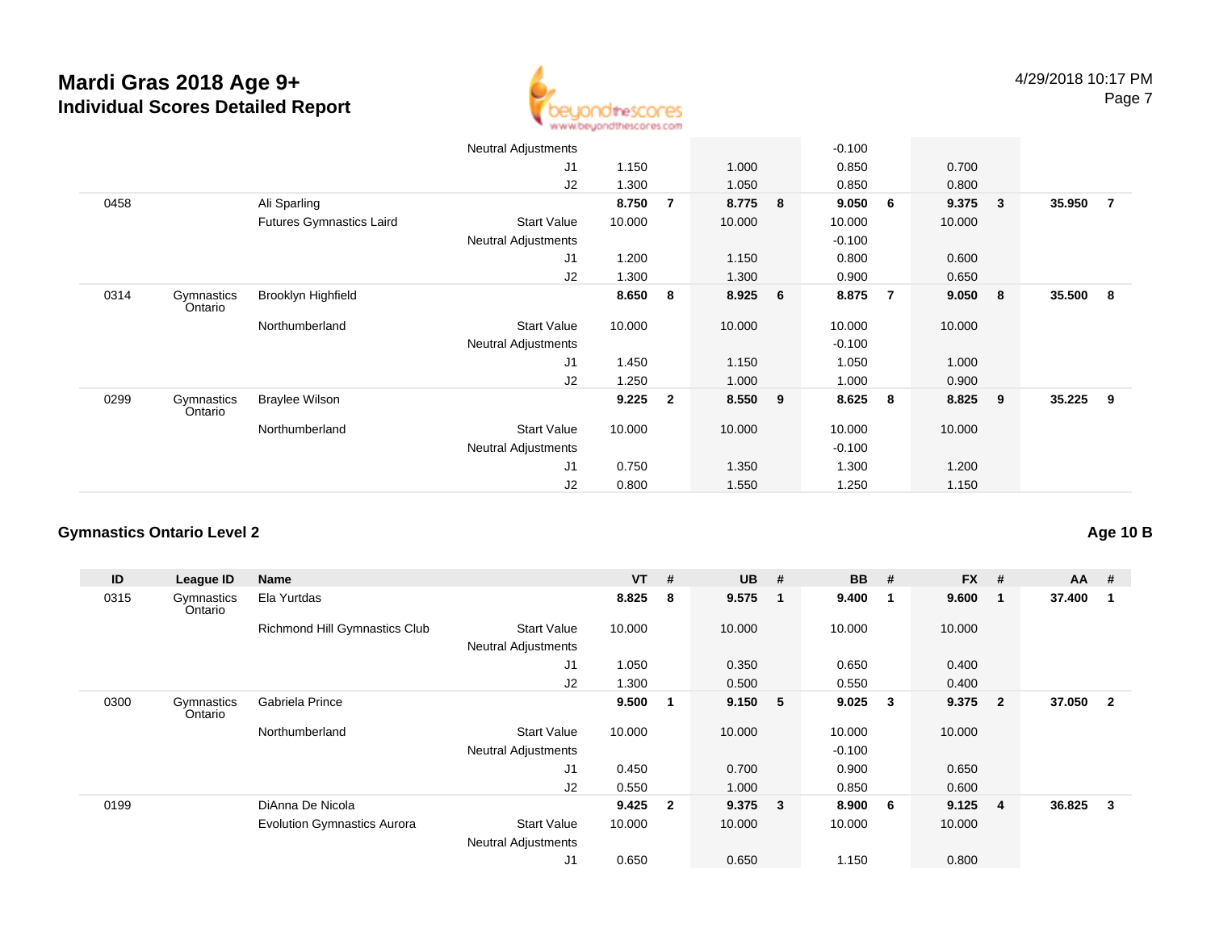# Mardi Gras 2018 Age 9+

## Individual Scores Detailed Report

4/29/2018 10:17 PM

| ID | League ID | Name | | VT | # | UB | # | BB | # | FX | # | AA | # |
|---|---|---|---|---|---|---|---|---|---|---|---|---|---|
| | | | Neutral Adjustments | | | | | -0.100 | | | | | |
| | | | J1 | 1.150 | | 1.000 | | 0.850 | | 0.700 | | | |
| | | | J2 | 1.300 | | 1.050 | | 0.850 | | 0.800 | | | |
| 0458 | | Ali Sparling | | **8.750** | **7** | **8.775** | **8** | **9.050** | **6** | **9.375** | **3** | **35.950** | **7** |
| | | Futures Gymnastics Laird | Start Value | 10.000 | | 10.000 | | 10.000 | | 10.000 | | | |
| | | | Neutral Adjustments | | | | | -0.100 | | | | | |
| | | | J1 | 1.200 | | 1.150 | | 0.800 | | 0.600 | | | |
| | | | J2 | 1.300 | | 1.300 | | 0.900 | | 0.650 | | | |
| 0314 | Gymnastics Ontario | Brooklyn Highfield | | **8.650** | **8** | **8.925** | **6** | **8.875** | **7** | **9.050** | **8** | **35.500** | **8** |
| | | Northumberland | Start Value | 10.000 | | 10.000 | | 10.000 | | 10.000 | | | |
| | | | Neutral Adjustments | | | | | -0.100 | | | | | |
| | | | J1 | 1.450 | | 1.150 | | 1.050 | | 1.000 | | | |
| | | | J2 | 1.250 | | 1.000 | | 1.000 | | 0.900 | | | |
| 0299 | Gymnastics Ontario | Braylee Wilson | | **9.225** | **2** | **8.550** | **9** | **8.625** | **8** | **8.825** | **9** | **35.225** | **9** |
| | | Northumberland | Start Value | 10.000 | | 10.000 | | 10.000 | | 10.000 | | | |
| | | | Neutral Adjustments | | | | | -0.100 | | | | | |
| | | | J1 | 0.750 | | 1.350 | | 1.300 | | 1.200 | | | |
| | | | J2 | 0.800 | | 1.550 | | 1.250 | | 1.150 | | | |

### Gymnastics Ontario Level 2

**Age 10 B**

| ID | League ID | Name | | VT | # | UB | # | BB | # | FX | # | AA | # |
|---|---|---|---|---|---|---|---|---|---|---|---|---|---|
| 0315 | Gymnastics Ontario | Ela Yurtdas | | **8.825** | **8** | **9.575** | **1** | **9.400** | **1** | **9.600** | **1** | **37.400** | **1** |
| | | Richmond Hill Gymnastics Club | Start Value | 10.000 | | 10.000 | | 10.000 | | 10.000 | | | |
| | | | Neutral Adjustments | | | | | | | | | | |
| | | | J1 | 1.050 | | 0.350 | | 0.650 | | 0.400 | | | |
| | | | J2 | 1.300 | | 0.500 | | 0.550 | | 0.400 | | | |
| 0300 | Gymnastics Ontario | Gabriela Prince | | **9.500** | **1** | **9.150** | **5** | **9.025** | **3** | **9.375** | **2** | **37.050** | **2** |
| | | Northumberland | Start Value | 10.000 | | 10.000 | | 10.000 | | 10.000 | | | |
| | | | Neutral Adjustments | | | | | -0.100 | | | | | |
| | | | J1 | 0.450 | | 0.700 | | 0.900 | | 0.650 | | | |
| | | | J2 | 0.550 | | 1.000 | | 0.850 | | 0.600 | | | |
| 0199 | | DiAnna De Nicola | | **9.425** | **2** | **9.375** | **3** | **8.900** | **6** | **9.125** | **4** | **36.825** | **3** |
| | | Evolution Gymnastics Aurora | Start Value | 10.000 | | 10.000 | | 10.000 | | 10.000 | | | |
| | | | Neutral Adjustments | | | | | | | | | | |
| | | | J1 | 0.650 | | 0.650 | | 1.150 | | 0.800 | | | |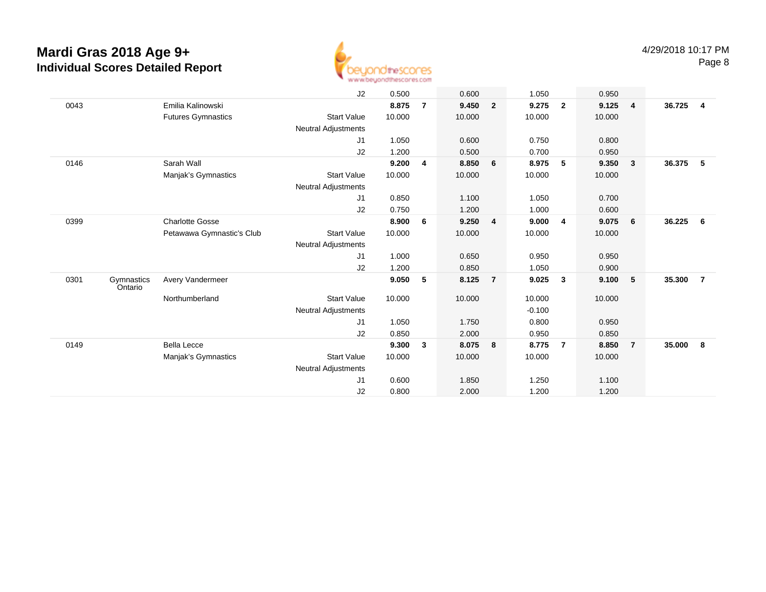# Mardi Gras 2018 Age 9+

## Individual Scores Detailed Report

| | | | | | | | | | | | | | |
|---|---|---|---|---|---|---|---|---|---|---|---|---|---|
| | | | J2 | 0.500 | | 0.600 | | 1.050 | | 0.950 | | | |
| 0043 | | Emilia Kalinowski | | **8.875** | **7** | **9.450** | **2** | **9.275** | **2** | **9.125** | **4** | **36.725** | **4** |
| | | Futures Gymnastics | Start Value | 10.000 | | 10.000 | | 10.000 | | 10.000 | | | |
| | | | Neutral Adjustments | | | | | | | | | | |
| | | | J1 | 1.050 | | 0.600 | | 0.750 | | 0.800 | | | |
| | | | J2 | 1.200 | | 0.500 | | 0.700 | | 0.950 | | | |
| 0146 | | Sarah Wall | | **9.200** | **4** | **8.850** | **6** | **8.975** | **5** | **9.350** | **3** | **36.375** | **5** |
| | | Manjak's Gymnastics | Start Value | 10.000 | | 10.000 | | 10.000 | | 10.000 | | | |
| | | | Neutral Adjustments | | | | | | | | | | |
| | | | J1 | 0.850 | | 1.100 | | 1.050 | | 0.700 | | | |
| | | | J2 | 0.750 | | 1.200 | | 1.000 | | 0.600 | | | |
| 0399 | | Charlotte Gosse | | **8.900** | **6** | **9.250** | **4** | **9.000** | **4** | **9.075** | **6** | **36.225** | **6** |
| | | Petawawa Gymnastic's Club | Start Value | 10.000 | | 10.000 | | 10.000 | | 10.000 | | | |
| | | | Neutral Adjustments | | | | | | | | | | |
| | | | J1 | 1.000 | | 0.650 | | 0.950 | | 0.950 | | | |
| | | | J2 | 1.200 | | 0.850 | | 1.050 | | 0.900 | | | |
| 0301 | Gymnastics Ontario | Avery Vandermeer | | **9.050** | **5** | **8.125** | **7** | **9.025** | **3** | **9.100** | **5** | **35.300** | **7** |
| | | Northumberland | Start Value | 10.000 | | 10.000 | | 10.000 | | 10.000 | | | |
| | | | Neutral Adjustments | | | | | -0.100 | | | | | |
| | | | J1 | 1.050 | | 1.750 | | 0.800 | | 0.950 | | | |
| | | | J2 | 0.850 | | 2.000 | | 0.950 | | 0.850 | | | |
| 0149 | | Bella Lecce | | **9.300** | **3** | **8.075** | **8** | **8.775** | **7** | **8.850** | **7** | **35.000** | **8** |
| | | Manjak's Gymnastics | Start Value | 10.000 | | 10.000 | | 10.000 | | 10.000 | | | |
| | | | Neutral Adjustments | | | | | | | | | | |
| | | | J1 | 0.600 | | 1.850 | | 1.250 | | 1.100 | | | |
| | | | J2 | 0.800 | | 2.000 | | 1.200 | | 1.200 | | | |